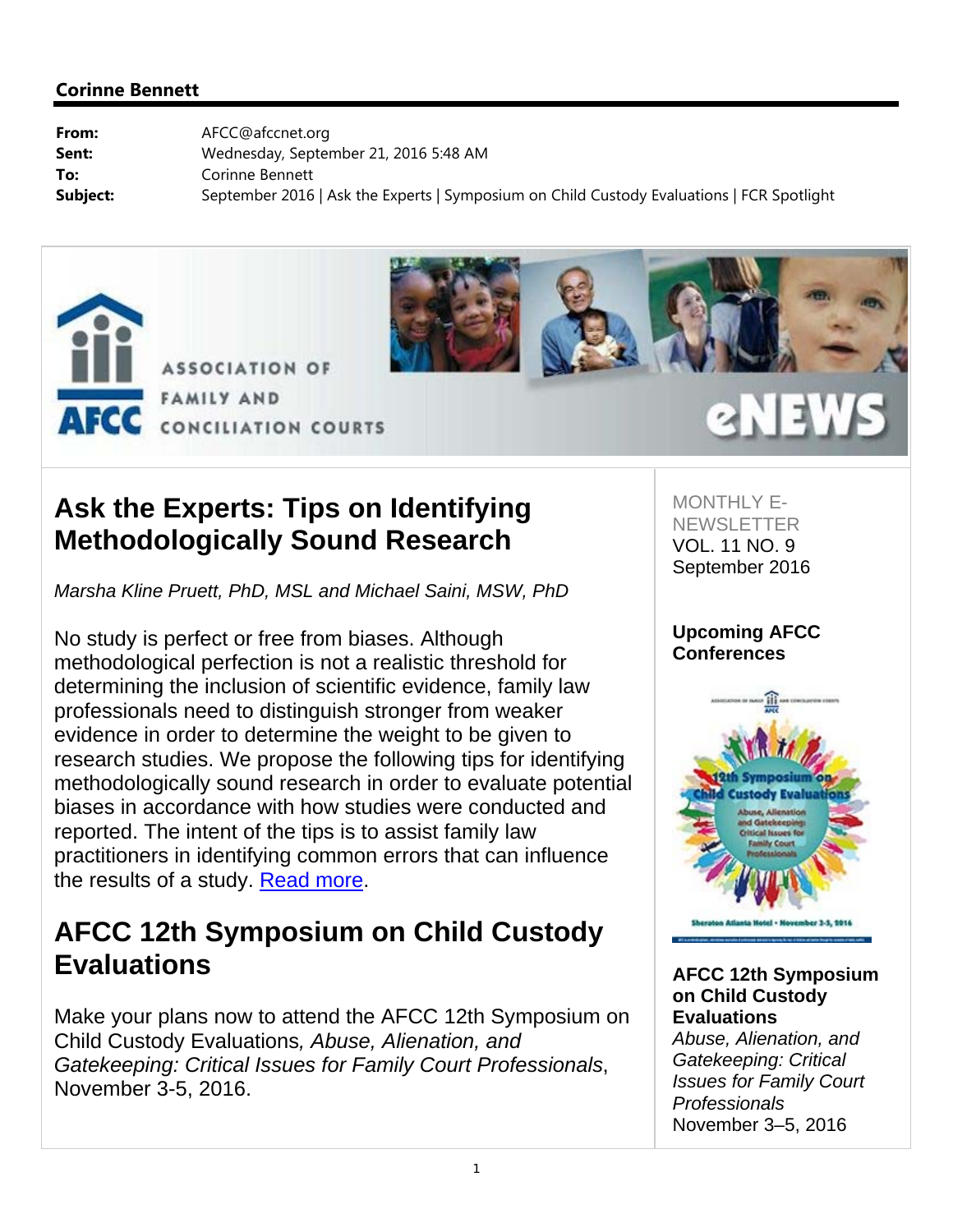**Corinne Bennett**

**From:** AFCC@afccnet.org
**Sent:** Wednesday, September 21, 2016 5:48 AM
**To:** Corinne Bennett
**Subject:** September 2016 | Ask the Experts | Symposium on Child Custody Evaluations | FCR Spotlight

ASSOCIATION OF FAMILY AND CONCILIATION COURTS

AFCC eNEWS

# Ask the Experts: Tips on Identifying Methodologically Sound Research

*Marsha Kline Pruett, PhD, MSL and Michael Saini, MSW, PhD*

No study is perfect or free from biases. Although methodological perfection is not a realistic threshold for determining the inclusion of scientific evidence, family law professionals need to distinguish stronger from weaker evidence in order to determine the weight to be given to research studies. We propose the following tips for identifying methodologically sound research in order to evaluate potential biases in accordance with how studies were conducted and reported. The intent of the tips is to assist family law practitioners in identifying common errors that can influence the results of a study. Read more.

# AFCC 12th Symposium on Child Custody Evaluations

Make your plans now to attend the AFCC 12th Symposium on Child Custody Evaluations*, Abuse, Alienation, and Gatekeeping: Critical Issues for Family Court Professionals*, November 3-5, 2016.

MONTHLY E-NEWSLETTER
VOL. 11 NO. 9
September 2016

**Upcoming AFCC Conferences**

12th Symposium on Child Custody Evaluations
Abuse, Alienation and Gatekeeping: Critical Issues for Family Court Professionals
Sheraton Atlanta Hotel • November 3-5, 2016

**AFCC 12th Symposium on Child Custody Evaluations**
*Abuse, Alienation, and Gatekeeping: Critical Issues for Family Court Professionals*
November 3–5, 2016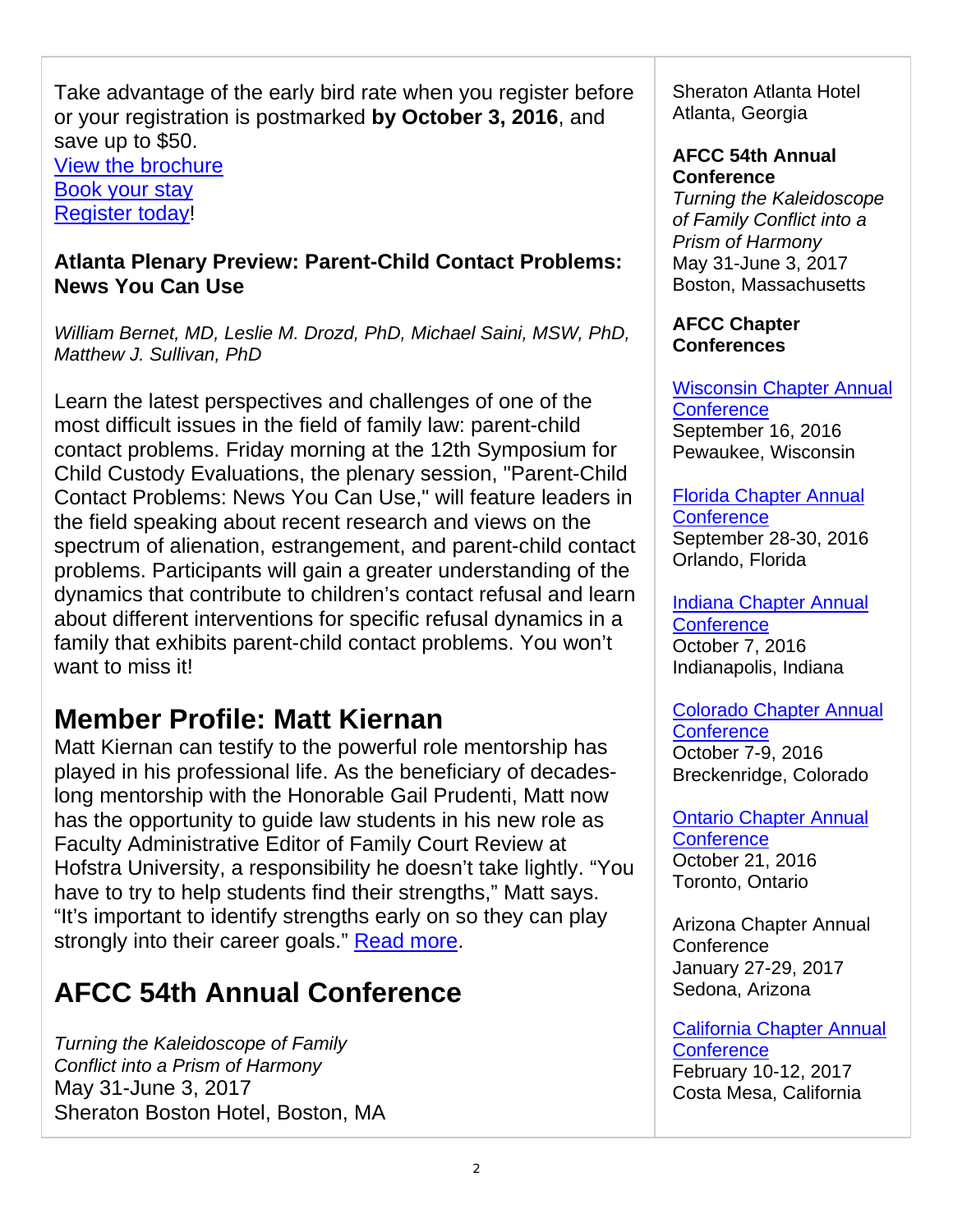Take advantage of the early bird rate when you register before or your registration is postmarked **by October 3, 2016**, and save up to $50.
[View the brochure](#)
[Book your stay](#)
[Register today](#)!

**Atlanta Plenary Preview: Parent-Child Contact Problems: News You Can Use**

*William Bernet, MD, Leslie M. Drozd, PhD, Michael Saini, MSW, PhD, Matthew J. Sullivan, PhD*

Learn the latest perspectives and challenges of one of the most difficult issues in the field of family law: parent-child contact problems. Friday morning at the 12th Symposium for Child Custody Evaluations, the plenary session, "Parent-Child Contact Problems: News You Can Use," will feature leaders in the field speaking about recent research and views on the spectrum of alienation, estrangement, and parent-child contact problems. Participants will gain a greater understanding of the dynamics that contribute to children's contact refusal and learn about different interventions for specific refusal dynamics in a family that exhibits parent-child contact problems. You won't want to miss it!

## Member Profile: Matt Kiernan

Matt Kiernan can testify to the powerful role mentorship has played in his professional life. As the beneficiary of decades-long mentorship with the Honorable Gail Prudenti, Matt now has the opportunity to guide law students in his new role as Faculty Administrative Editor of Family Court Review at Hofstra University, a responsibility he doesn't take lightly. "You have to try to help students find their strengths," Matt says. "It's important to identify strengths early on so they can play strongly into their career goals." [Read more](#).

## AFCC 54th Annual Conference

*Turning the Kaleidoscope of Family Conflict into a Prism of Harmony*
May 31-June 3, 2017
Sheraton Boston Hotel, Boston, MA

Sheraton Atlanta Hotel
Atlanta, Georgia

**AFCC 54th Annual Conference**
*Turning the Kaleidoscope of Family Conflict into a Prism of Harmony*
May 31-June 3, 2017
Boston, Massachusetts

**AFCC Chapter Conferences**

[Wisconsin Chapter Annual Conference](#)
September 16, 2016
Pewaukee, Wisconsin

[Florida Chapter Annual Conference](#)
September 28-30, 2016
Orlando, Florida

[Indiana Chapter Annual Conference](#)
October 7, 2016
Indianapolis, Indiana

[Colorado Chapter Annual Conference](#)
October 7-9, 2016
Breckenridge, Colorado

[Ontario Chapter Annual Conference](#)
October 21, 2016
Toronto, Ontario

Arizona Chapter Annual Conference
January 27-29, 2017
Sedona, Arizona

[California Chapter Annual Conference](#)
February 10-12, 2017
Costa Mesa, California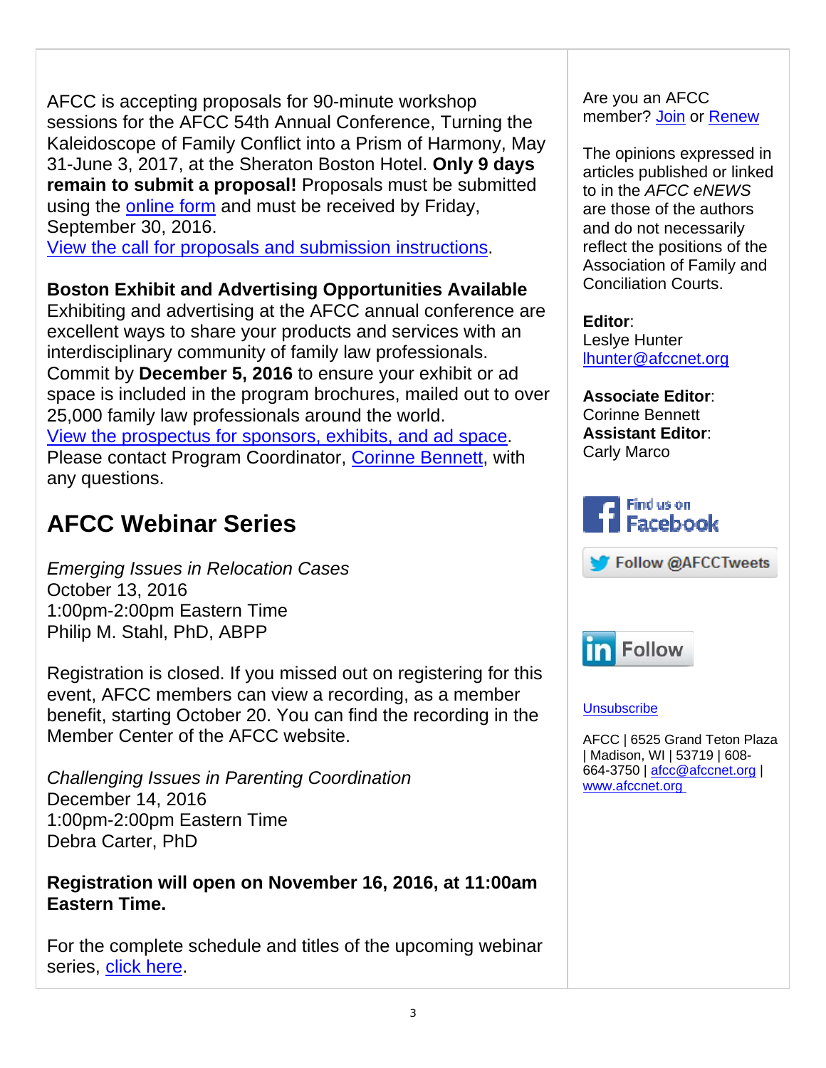AFCC is accepting proposals for 90-minute workshop sessions for the AFCC 54th Annual Conference, Turning the Kaleidoscope of Family Conflict into a Prism of Harmony, May 31-June 3, 2017, at the Sheraton Boston Hotel. **Only 9 days remain to submit a proposal!** Proposals must be submitted using the online form and must be received by Friday, September 30, 2016.
View the call for proposals and submission instructions.

**Boston Exhibit and Advertising Opportunities Available**
Exhibiting and advertising at the AFCC annual conference are excellent ways to share your products and services with an interdisciplinary community of family law professionals. Commit by **December 5, 2016** to ensure your exhibit or ad space is included in the program brochures, mailed out to over 25,000 family law professionals around the world.
View the prospectus for sponsors, exhibits, and ad space. Please contact Program Coordinator, Corinne Bennett, with any questions.

## AFCC Webinar Series

*Emerging Issues in Relocation Cases*
October 13, 2016
1:00pm-2:00pm Eastern Time
Philip M. Stahl, PhD, ABPP

Registration is closed. If you missed out on registering for this event, AFCC members can view a recording, as a member benefit, starting October 20. You can find the recording in the Member Center of the AFCC website.

*Challenging Issues in Parenting Coordination*
December 14, 2016
1:00pm-2:00pm Eastern Time
Debra Carter, PhD

**Registration will open on November 16, 2016, at 11:00am Eastern Time.**

For the complete schedule and titles of the upcoming webinar series, click here.

Are you an AFCC member? Join or Renew

The opinions expressed in articles published or linked to in the *AFCC eNEWS* are those of the authors and do not necessarily reflect the positions of the Association of Family and Conciliation Courts.

**Editor**:
Leslye Hunter
lhunter@afccnet.org

**Associate Editor**:
Corinne Bennett
**Assistant Editor**:
Carly Marco

Find us on Facebook

Follow @AFCCTweets

Follow

Unsubscribe

AFCC | 6525 Grand Teton Plaza | Madison, WI | 53719 | 608-664-3750 | afcc@afccnet.org | www.afccnet.org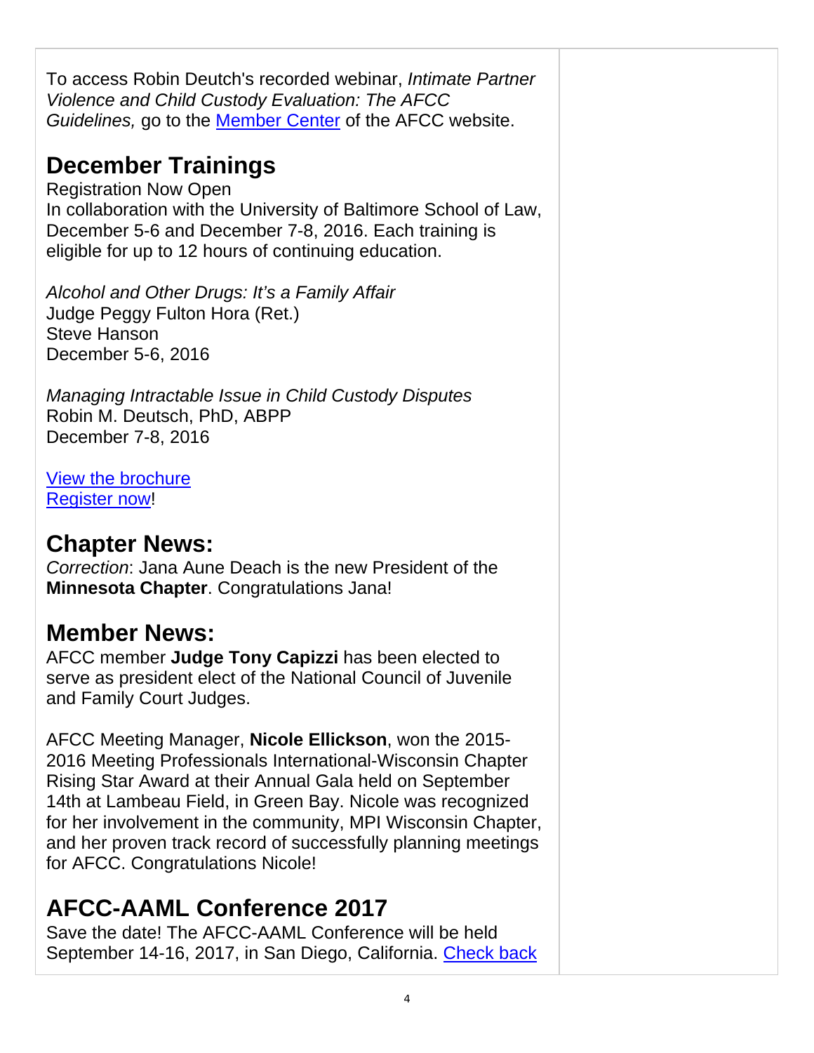To access Robin Deutch's recorded webinar, *Intimate Partner Violence and Child Custody Evaluation: The AFCC Guidelines,* go to the [Member Center] of the AFCC website.

## December Trainings

Registration Now Open
In collaboration with the University of Baltimore School of Law, December 5-6 and December 7-8, 2016. Each training is eligible for up to 12 hours of continuing education.

*Alcohol and Other Drugs: It's a Family Affair*
Judge Peggy Fulton Hora (Ret.)
Steve Hanson
December 5-6, 2016

*Managing Intractable Issue in Child Custody Disputes*
Robin M. Deutsch, PhD, ABPP
December 7-8, 2016

View the brochure
Register now!

## Chapter News:

*Correction*: Jana Aune Deach is the new President of the **Minnesota Chapter**. Congratulations Jana!

## Member News:

AFCC member **Judge Tony Capizzi** has been elected to serve as president elect of the National Council of Juvenile and Family Court Judges.

AFCC Meeting Manager, **Nicole Ellickson**, won the 2015-2016 Meeting Professionals International-Wisconsin Chapter Rising Star Award at their Annual Gala held on September 14th at Lambeau Field, in Green Bay. Nicole was recognized for her involvement in the community, MPI Wisconsin Chapter, and her proven track record of successfully planning meetings for AFCC. Congratulations Nicole!

## AFCC-AAML Conference 2017

Save the date! The AFCC-AAML Conference will be held September 14-16, 2017, in San Diego, California. Check back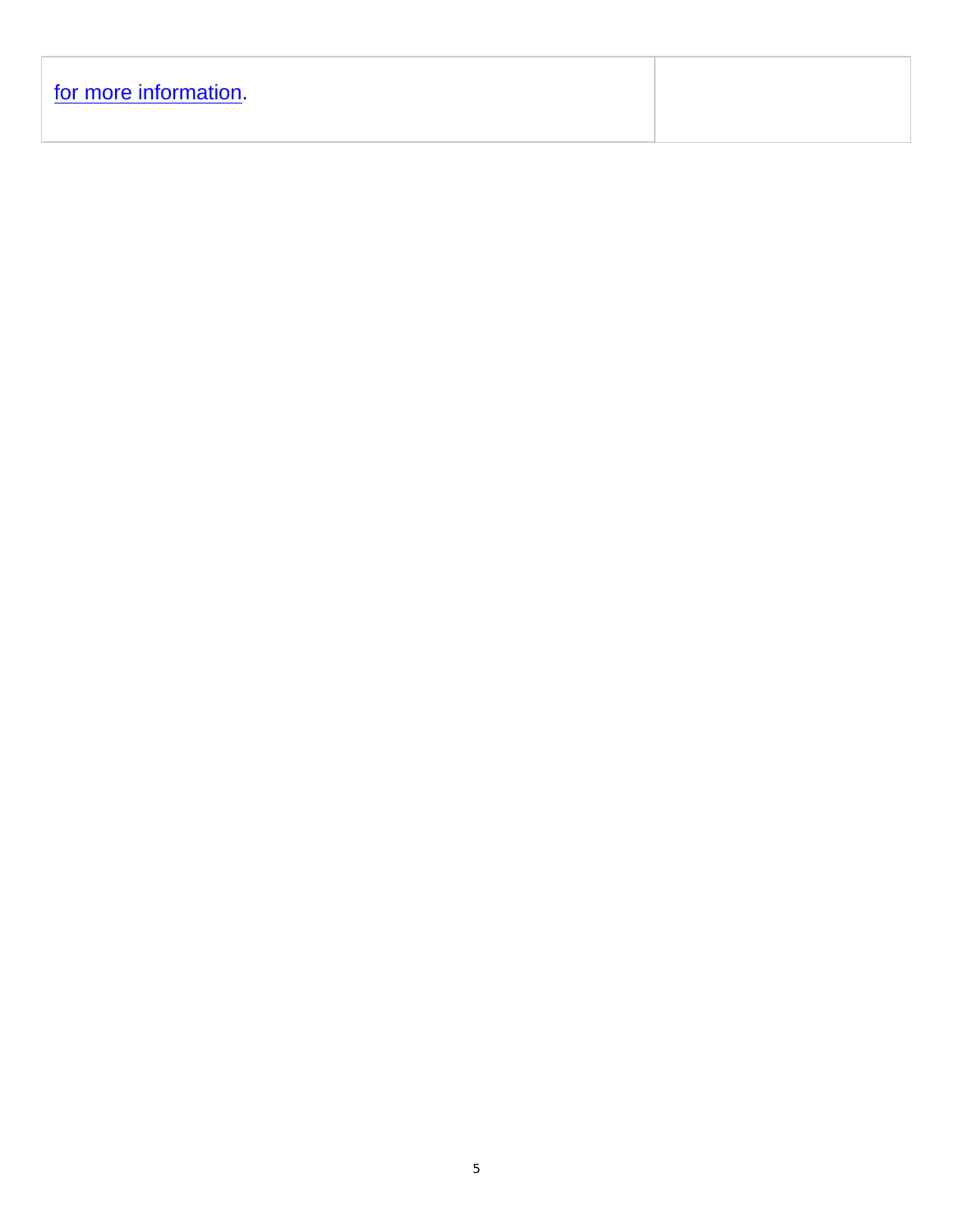| for more information. | |
|---|---|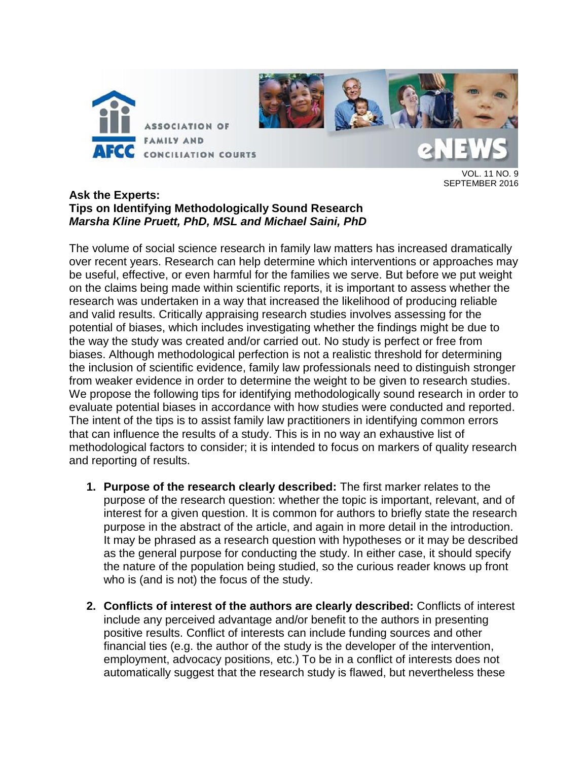ASSOCIATION OF FAMILY AND CONCILIATION COURTS

eNEWS

VOL. 11 NO. 9
SEPTEMBER 2016

## Ask the Experts: Tips on Identifying Methodologically Sound Research

***Marsha Kline Pruett, PhD, MSL and Michael Saini, PhD***

The volume of social science research in family law matters has increased dramatically over recent years. Research can help determine which interventions or approaches may be useful, effective, or even harmful for the families we serve. But before we put weight on the claims being made within scientific reports, it is important to assess whether the research was undertaken in a way that increased the likelihood of producing reliable and valid results. Critically appraising research studies involves assessing for the potential of biases, which includes investigating whether the findings might be due to the way the study was created and/or carried out. No study is perfect or free from biases. Although methodological perfection is not a realistic threshold for determining the inclusion of scientific evidence, family law professionals need to distinguish stronger from weaker evidence in order to determine the weight to be given to research studies. We propose the following tips for identifying methodologically sound research in order to evaluate potential biases in accordance with how studies were conducted and reported. The intent of the tips is to assist family law practitioners in identifying common errors that can influence the results of a study. This is in no way an exhaustive list of methodological factors to consider; it is intended to focus on markers of quality research and reporting of results.

1. **Purpose of the research clearly described:** The first marker relates to the purpose of the research question: whether the topic is important, relevant, and of interest for a given question. It is common for authors to briefly state the research purpose in the abstract of the article, and again in more detail in the introduction. It may be phrased as a research question with hypotheses or it may be described as the general purpose for conducting the study. In either case, it should specify the nature of the population being studied, so the curious reader knows up front who is (and is not) the focus of the study.

2. **Conflicts of interest of the authors are clearly described:** Conflicts of interest include any perceived advantage and/or benefit to the authors in presenting positive results. Conflict of interests can include funding sources and other financial ties (e.g. the author of the study is the developer of the intervention, employment, advocacy positions, etc.) To be in a conflict of interests does not automatically suggest that the research study is flawed, but nevertheless these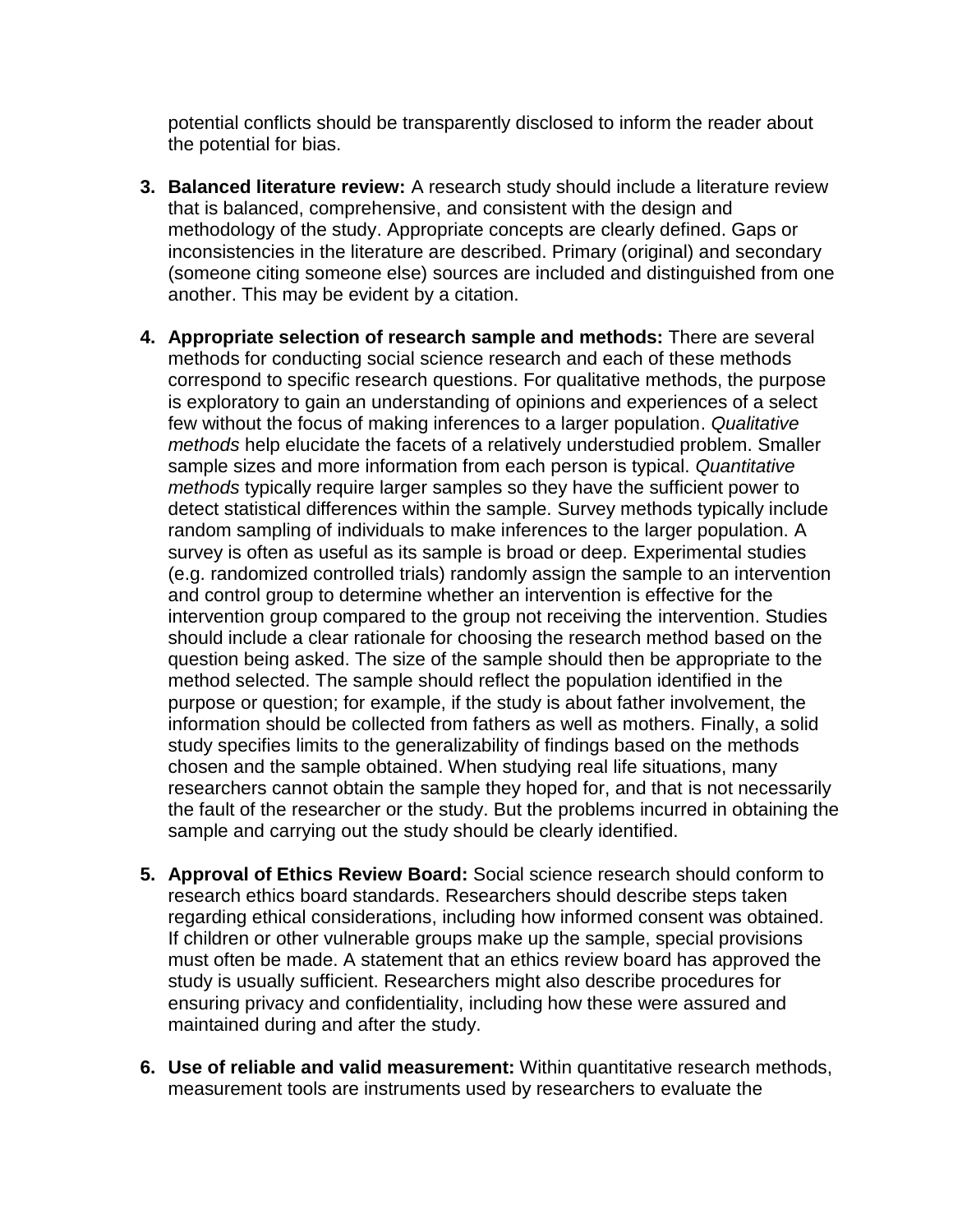potential conflicts should be transparently disclosed to inform the reader about the potential for bias.

3. **Balanced literature review:** A research study should include a literature review that is balanced, comprehensive, and consistent with the design and methodology of the study. Appropriate concepts are clearly defined. Gaps or inconsistencies in the literature are described. Primary (original) and secondary (someone citing someone else) sources are included and distinguished from one another. This may be evident by a citation.

4. **Appropriate selection of research sample and methods:** There are several methods for conducting social science research and each of these methods correspond to specific research questions. For qualitative methods, the purpose is exploratory to gain an understanding of opinions and experiences of a select few without the focus of making inferences to a larger population. *Qualitative methods* help elucidate the facets of a relatively understudied problem. Smaller sample sizes and more information from each person is typical. *Quantitative methods* typically require larger samples so they have the sufficient power to detect statistical differences within the sample. Survey methods typically include random sampling of individuals to make inferences to the larger population. A survey is often as useful as its sample is broad or deep. Experimental studies (e.g. randomized controlled trials) randomly assign the sample to an intervention and control group to determine whether an intervention is effective for the intervention group compared to the group not receiving the intervention. Studies should include a clear rationale for choosing the research method based on the question being asked. The size of the sample should then be appropriate to the method selected. The sample should reflect the population identified in the purpose or question; for example, if the study is about father involvement, the information should be collected from fathers as well as mothers. Finally, a solid study specifies limits to the generalizability of findings based on the methods chosen and the sample obtained. When studying real life situations, many researchers cannot obtain the sample they hoped for, and that is not necessarily the fault of the researcher or the study. But the problems incurred in obtaining the sample and carrying out the study should be clearly identified.

5. **Approval of Ethics Review Board:** Social science research should conform to research ethics board standards. Researchers should describe steps taken regarding ethical considerations, including how informed consent was obtained. If children or other vulnerable groups make up the sample, special provisions must often be made. A statement that an ethics review board has approved the study is usually sufficient. Researchers might also describe procedures for ensuring privacy and confidentiality, including how these were assured and maintained during and after the study.

6. **Use of reliable and valid measurement:** Within quantitative research methods, measurement tools are instruments used by researchers to evaluate the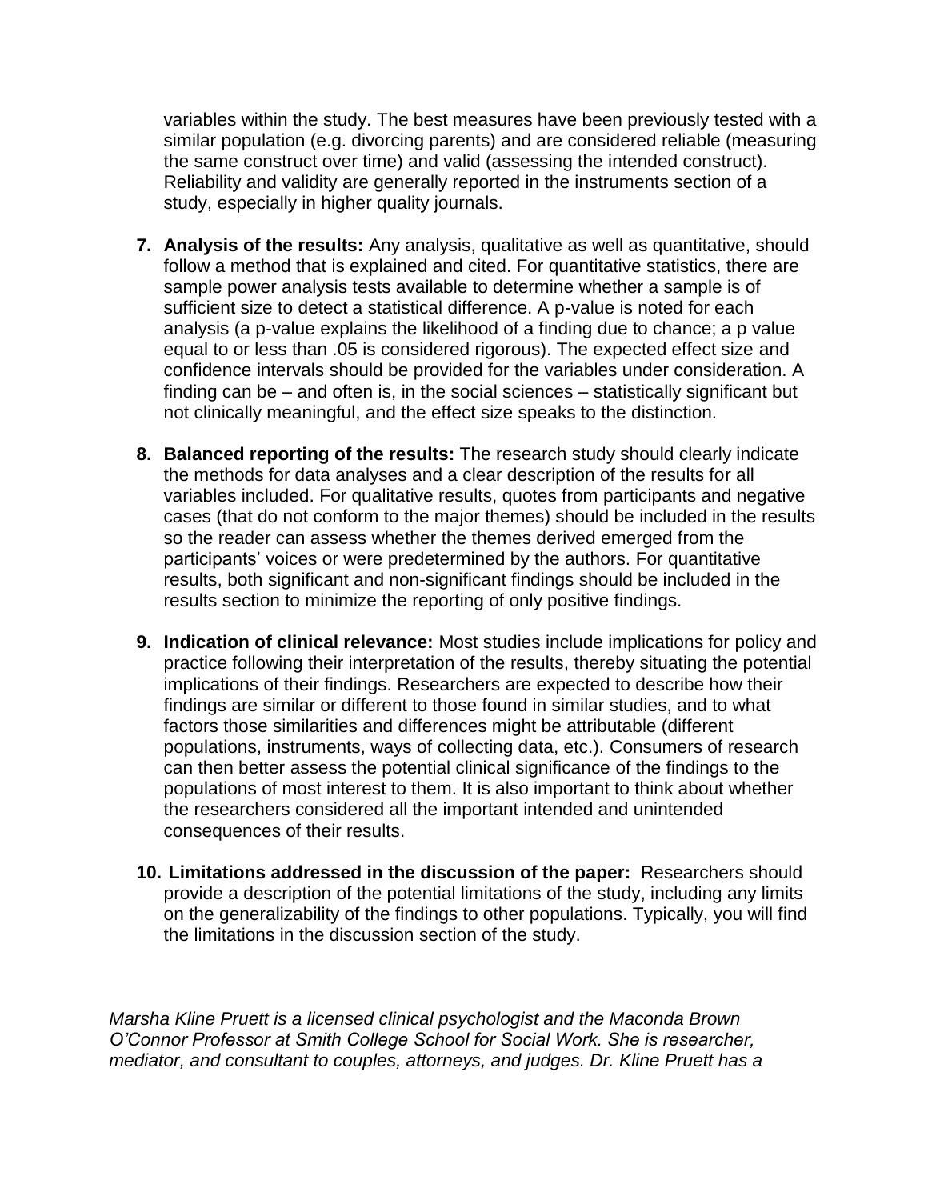variables within the study. The best measures have been previously tested with a similar population (e.g. divorcing parents) and are considered reliable (measuring the same construct over time) and valid (assessing the intended construct). Reliability and validity are generally reported in the instruments section of a study, especially in higher quality journals.

7. **Analysis of the results:** Any analysis, qualitative as well as quantitative, should follow a method that is explained and cited. For quantitative statistics, there are sample power analysis tests available to determine whether a sample is of sufficient size to detect a statistical difference. A p-value is noted for each analysis (a p-value explains the likelihood of a finding due to chance; a p value equal to or less than .05 is considered rigorous). The expected effect size and confidence intervals should be provided for the variables under consideration. A finding can be – and often is, in the social sciences – statistically significant but not clinically meaningful, and the effect size speaks to the distinction.

8. **Balanced reporting of the results:** The research study should clearly indicate the methods for data analyses and a clear description of the results for all variables included. For qualitative results, quotes from participants and negative cases (that do not conform to the major themes) should be included in the results so the reader can assess whether the themes derived emerged from the participants' voices or were predetermined by the authors. For quantitative results, both significant and non-significant findings should be included in the results section to minimize the reporting of only positive findings.

9. **Indication of clinical relevance:** Most studies include implications for policy and practice following their interpretation of the results, thereby situating the potential implications of their findings. Researchers are expected to describe how their findings are similar or different to those found in similar studies, and to what factors those similarities and differences might be attributable (different populations, instruments, ways of collecting data, etc.). Consumers of research can then better assess the potential clinical significance of the findings to the populations of most interest to them. It is also important to think about whether the researchers considered all the important intended and unintended consequences of their results.

10. **Limitations addressed in the discussion of the paper:** Researchers should provide a description of the potential limitations of the study, including any limits on the generalizability of the findings to other populations. Typically, you will find the limitations in the discussion section of the study.

*Marsha Kline Pruett is a licensed clinical psychologist and the Maconda Brown O'Connor Professor at Smith College School for Social Work. She is researcher, mediator, and consultant to couples, attorneys, and judges. Dr. Kline Pruett has a*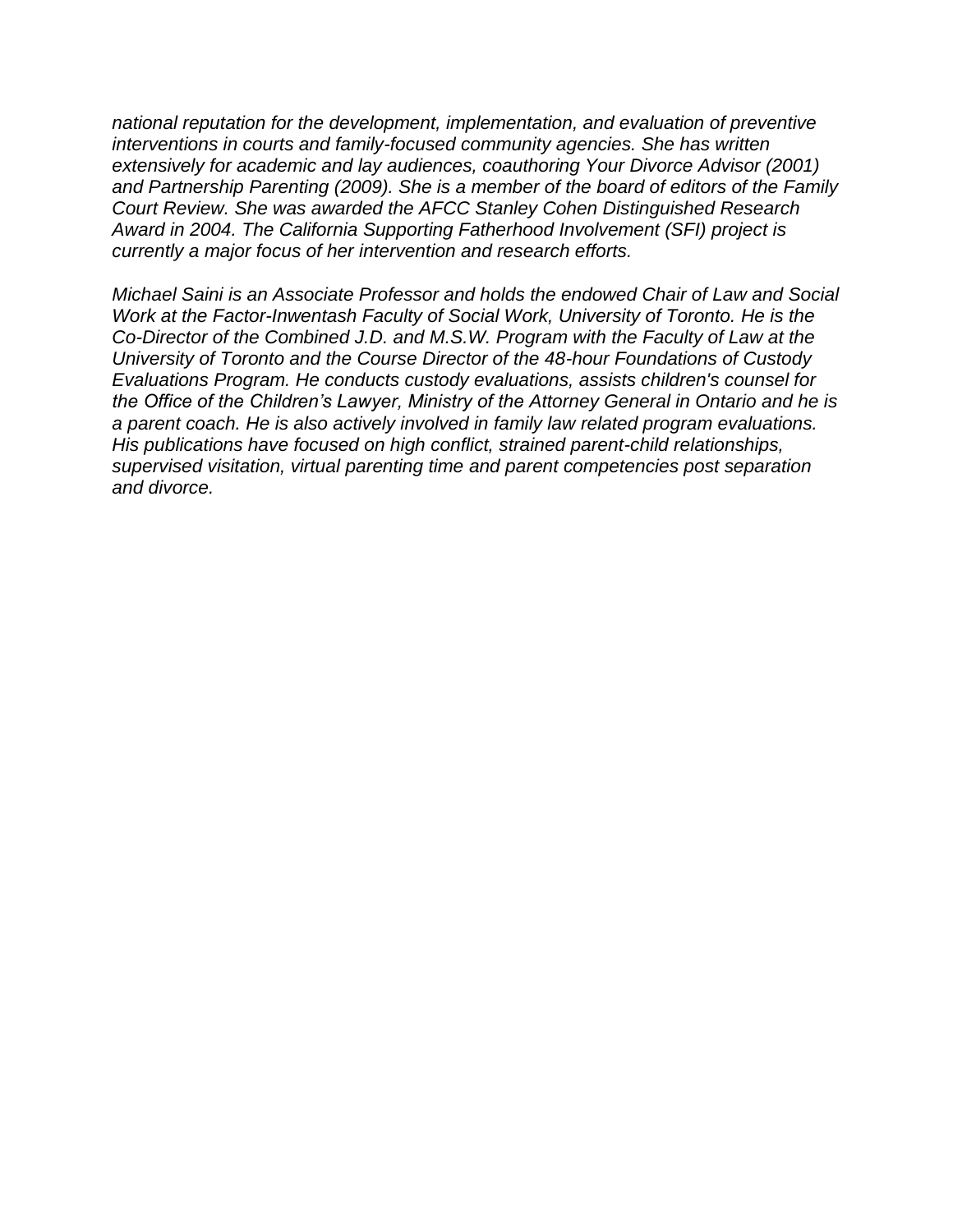*national reputation for the development, implementation, and evaluation of preventive interventions in courts and family-focused community agencies. She has written extensively for academic and lay audiences, coauthoring Your Divorce Advisor (2001) and Partnership Parenting (2009). She is a member of the board of editors of the Family Court Review. She was awarded the AFCC Stanley Cohen Distinguished Research Award in 2004. The California Supporting Fatherhood Involvement (SFI) project is currently a major focus of her intervention and research efforts.*

*Michael Saini is an Associate Professor and holds the endowed Chair of Law and Social Work at the Factor-Inwentash Faculty of Social Work, University of Toronto. He is the Co-Director of the Combined J.D. and M.S.W. Program with the Faculty of Law at the University of Toronto and the Course Director of the 48-hour Foundations of Custody Evaluations Program. He conducts custody evaluations, assists children's counsel for the Office of the Children's Lawyer, Ministry of the Attorney General in Ontario and he is a parent coach. He is also actively involved in family law related program evaluations. His publications have focused on high conflict, strained parent-child relationships, supervised visitation, virtual parenting time and parent competencies post separation and divorce.*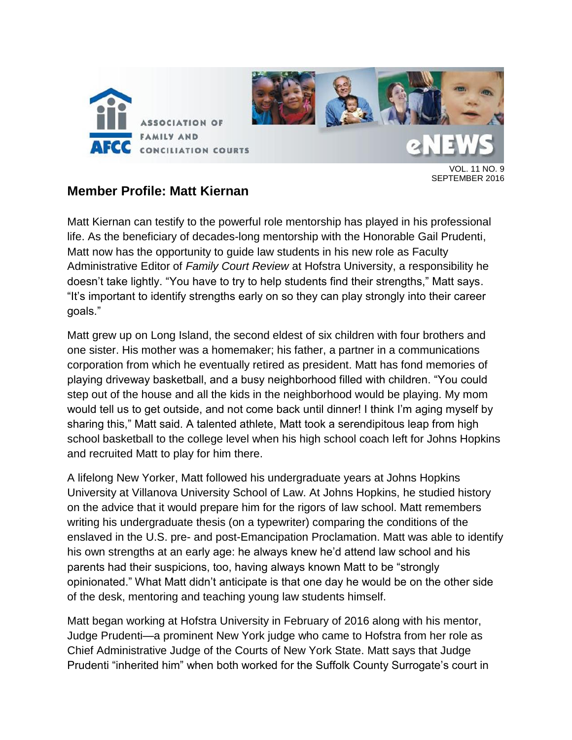## Member Profile: Matt Kiernan

Matt Kiernan can testify to the powerful role mentorship has played in his professional life. As the beneficiary of decades-long mentorship with the Honorable Gail Prudenti, Matt now has the opportunity to guide law students in his new role as Faculty Administrative Editor of *Family Court Review* at Hofstra University, a responsibility he doesn't take lightly. "You have to try to help students find their strengths," Matt says. "It's important to identify strengths early on so they can play strongly into their career goals."

Matt grew up on Long Island, the second eldest of six children with four brothers and one sister. His mother was a homemaker; his father, a partner in a communications corporation from which he eventually retired as president. Matt has fond memories of playing driveway basketball, and a busy neighborhood filled with children. "You could step out of the house and all the kids in the neighborhood would be playing. My mom would tell us to get outside, and not come back until dinner! I think I'm aging myself by sharing this," Matt said. A talented athlete, Matt took a serendipitous leap from high school basketball to the college level when his high school coach left for Johns Hopkins and recruited Matt to play for him there.

A lifelong New Yorker, Matt followed his undergraduate years at Johns Hopkins University at Villanova University School of Law. At Johns Hopkins, he studied history on the advice that it would prepare him for the rigors of law school. Matt remembers writing his undergraduate thesis (on a typewriter) comparing the conditions of the enslaved in the U.S. pre- and post-Emancipation Proclamation. Matt was able to identify his own strengths at an early age: he always knew he'd attend law school and his parents had their suspicions, too, having always known Matt to be "strongly opinionated." What Matt didn't anticipate is that one day he would be on the other side of the desk, mentoring and teaching young law students himself.

Matt began working at Hofstra University in February of 2016 along with his mentor, Judge Prudenti—a prominent New York judge who came to Hofstra from her role as Chief Administrative Judge of the Courts of New York State. Matt says that Judge Prudenti "inherited him" when both worked for the Suffolk County Surrogate's court in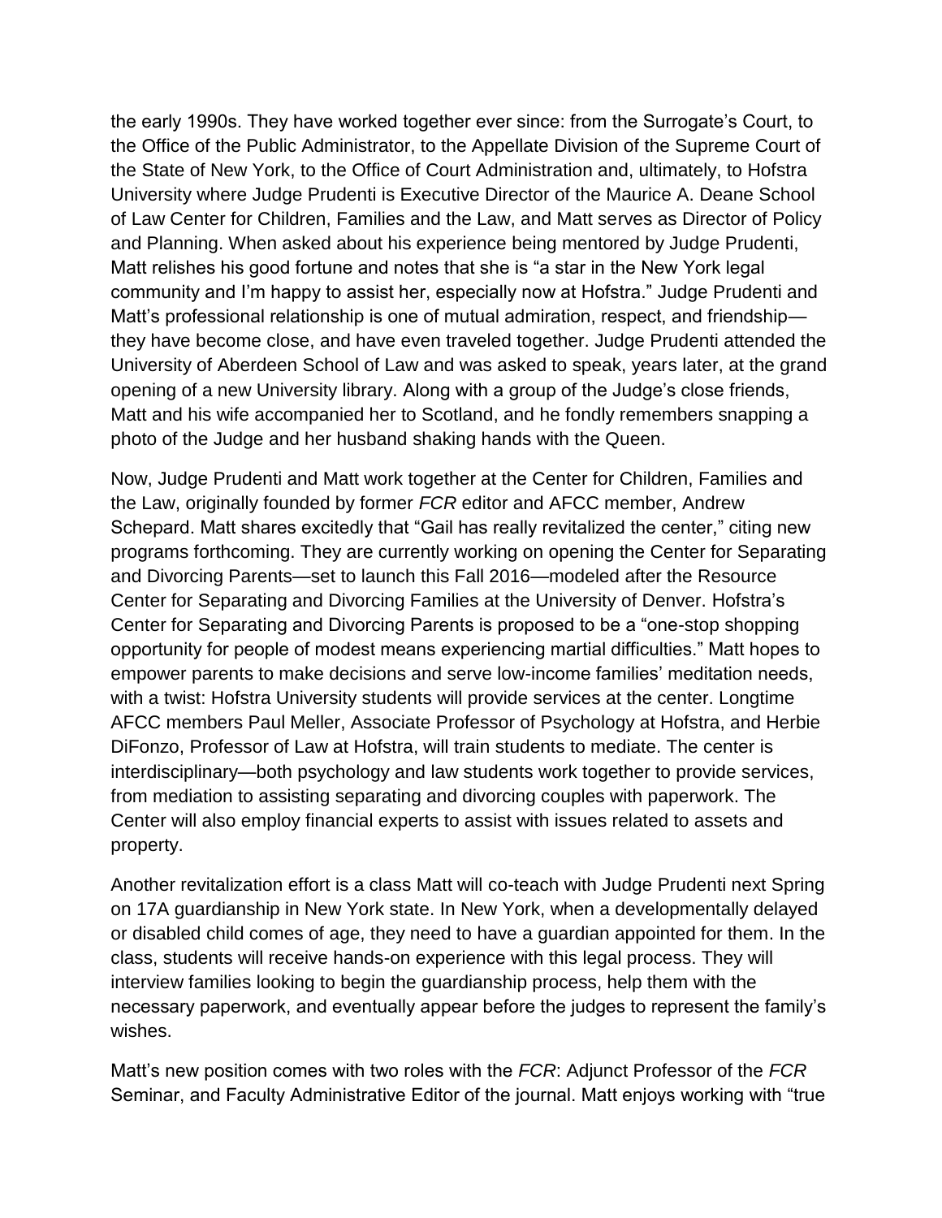the early 1990s. They have worked together ever since: from the Surrogate's Court, to the Office of the Public Administrator, to the Appellate Division of the Supreme Court of the State of New York, to the Office of Court Administration and, ultimately, to Hofstra University where Judge Prudenti is Executive Director of the Maurice A. Deane School of Law Center for Children, Families and the Law, and Matt serves as Director of Policy and Planning. When asked about his experience being mentored by Judge Prudenti, Matt relishes his good fortune and notes that she is "a star in the New York legal community and I'm happy to assist her, especially now at Hofstra." Judge Prudenti and Matt's professional relationship is one of mutual admiration, respect, and friendship—they have become close, and have even traveled together. Judge Prudenti attended the University of Aberdeen School of Law and was asked to speak, years later, at the grand opening of a new University library. Along with a group of the Judge's close friends, Matt and his wife accompanied her to Scotland, and he fondly remembers snapping a photo of the Judge and her husband shaking hands with the Queen.

Now, Judge Prudenti and Matt work together at the Center for Children, Families and the Law, originally founded by former *FCR* editor and AFCC member, Andrew Schepard. Matt shares excitedly that "Gail has really revitalized the center," citing new programs forthcoming. They are currently working on opening the Center for Separating and Divorcing Parents—set to launch this Fall 2016—modeled after the Resource Center for Separating and Divorcing Families at the University of Denver. Hofstra's Center for Separating and Divorcing Parents is proposed to be a "one-stop shopping opportunity for people of modest means experiencing martial difficulties." Matt hopes to empower parents to make decisions and serve low-income families' meditation needs, with a twist: Hofstra University students will provide services at the center. Longtime AFCC members Paul Meller, Associate Professor of Psychology at Hofstra, and Herbie DiFonzo, Professor of Law at Hofstra, will train students to mediate. The center is interdisciplinary—both psychology and law students work together to provide services, from mediation to assisting separating and divorcing couples with paperwork. The Center will also employ financial experts to assist with issues related to assets and property.

Another revitalization effort is a class Matt will co-teach with Judge Prudenti next Spring on 17A guardianship in New York state. In New York, when a developmentally delayed or disabled child comes of age, they need to have a guardian appointed for them. In the class, students will receive hands-on experience with this legal process. They will interview families looking to begin the guardianship process, help them with the necessary paperwork, and eventually appear before the judges to represent the family's wishes.

Matt's new position comes with two roles with the *FCR*: Adjunct Professor of the *FCR* Seminar, and Faculty Administrative Editor of the journal. Matt enjoys working with "true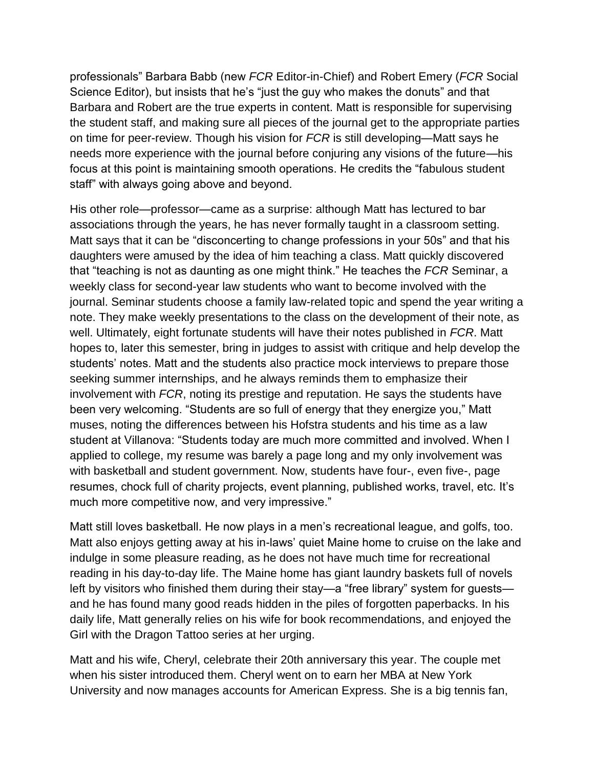professionals" Barbara Babb (new *FCR* Editor-in-Chief) and Robert Emery (*FCR* Social Science Editor), but insists that he's "just the guy who makes the donuts" and that Barbara and Robert are the true experts in content. Matt is responsible for supervising the student staff, and making sure all pieces of the journal get to the appropriate parties on time for peer-review. Though his vision for *FCR* is still developing—Matt says he needs more experience with the journal before conjuring any visions of the future—his focus at this point is maintaining smooth operations. He credits the "fabulous student staff" with always going above and beyond.

His other role—professor—came as a surprise: although Matt has lectured to bar associations through the years, he has never formally taught in a classroom setting. Matt says that it can be "disconcerting to change professions in your 50s" and that his daughters were amused by the idea of him teaching a class. Matt quickly discovered that "teaching is not as daunting as one might think." He teaches the *FCR* Seminar, a weekly class for second-year law students who want to become involved with the journal. Seminar students choose a family law-related topic and spend the year writing a note. They make weekly presentations to the class on the development of their note, as well. Ultimately, eight fortunate students will have their notes published in *FCR*. Matt hopes to, later this semester, bring in judges to assist with critique and help develop the students' notes. Matt and the students also practice mock interviews to prepare those seeking summer internships, and he always reminds them to emphasize their involvement with *FCR*, noting its prestige and reputation. He says the students have been very welcoming. "Students are so full of energy that they energize you," Matt muses, noting the differences between his Hofstra students and his time as a law student at Villanova: "Students today are much more committed and involved. When I applied to college, my resume was barely a page long and my only involvement was with basketball and student government. Now, students have four-, even five-, page resumes, chock full of charity projects, event planning, published works, travel, etc. It's much more competitive now, and very impressive."

Matt still loves basketball. He now plays in a men's recreational league, and golfs, too. Matt also enjoys getting away at his in-laws' quiet Maine home to cruise on the lake and indulge in some pleasure reading, as he does not have much time for recreational reading in his day-to-day life. The Maine home has giant laundry baskets full of novels left by visitors who finished them during their stay—a "free library" system for guests—and he has found many good reads hidden in the piles of forgotten paperbacks. In his daily life, Matt generally relies on his wife for book recommendations, and enjoyed the Girl with the Dragon Tattoo series at her urging.

Matt and his wife, Cheryl, celebrate their 20th anniversary this year. The couple met when his sister introduced them. Cheryl went on to earn her MBA at New York University and now manages accounts for American Express. She is a big tennis fan,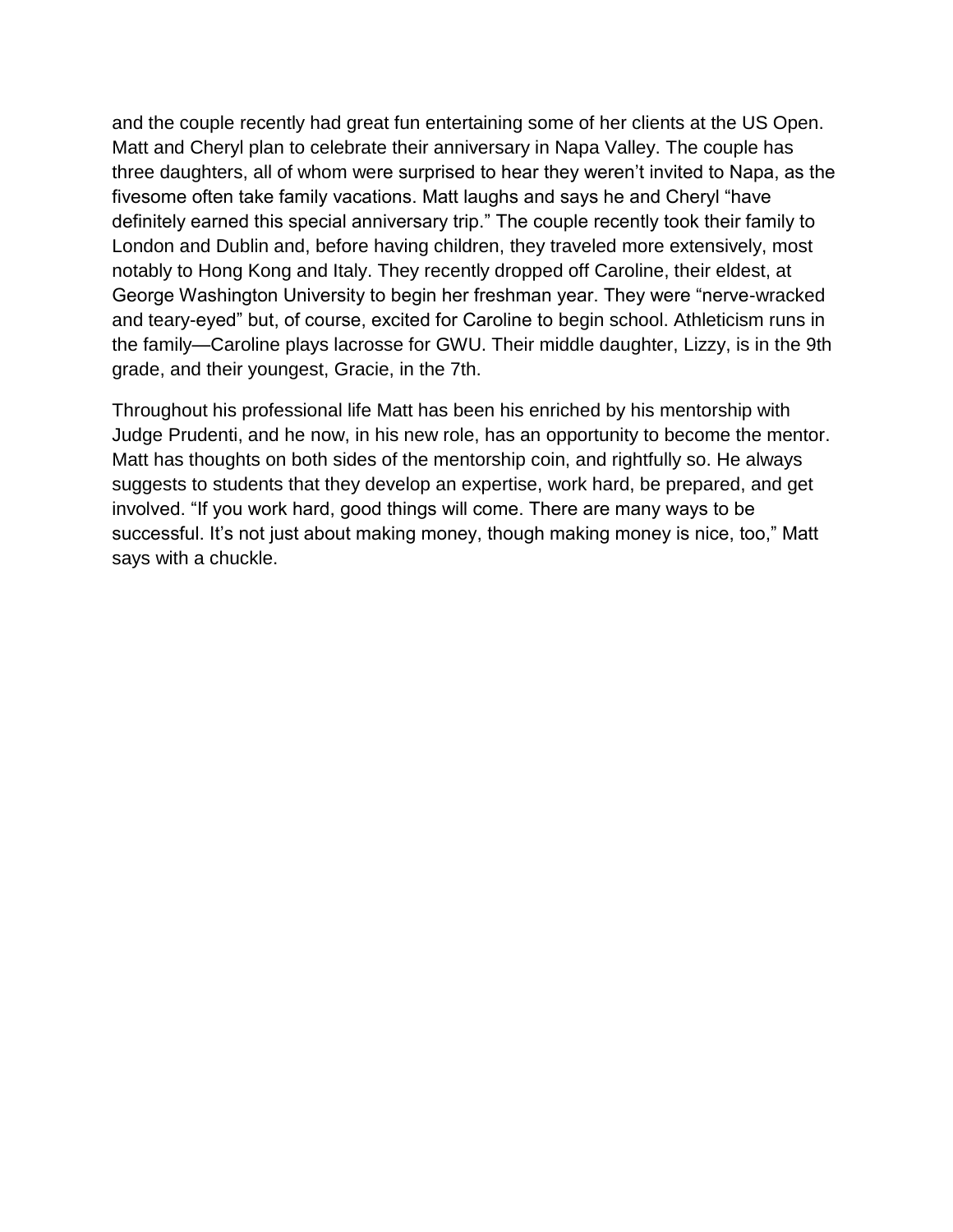and the couple recently had great fun entertaining some of her clients at the US Open. Matt and Cheryl plan to celebrate their anniversary in Napa Valley. The couple has three daughters, all of whom were surprised to hear they weren't invited to Napa, as the fivesome often take family vacations. Matt laughs and says he and Cheryl "have definitely earned this special anniversary trip." The couple recently took their family to London and Dublin and, before having children, they traveled more extensively, most notably to Hong Kong and Italy. They recently dropped off Caroline, their eldest, at George Washington University to begin her freshman year. They were "nerve-wracked and teary-eyed" but, of course, excited for Caroline to begin school. Athleticism runs in the family—Caroline plays lacrosse for GWU. Their middle daughter, Lizzy, is in the 9th grade, and their youngest, Gracie, in the 7th.

Throughout his professional life Matt has been his enriched by his mentorship with Judge Prudenti, and he now, in his new role, has an opportunity to become the mentor. Matt has thoughts on both sides of the mentorship coin, and rightfully so. He always suggests to students that they develop an expertise, work hard, be prepared, and get involved. "If you work hard, good things will come. There are many ways to be successful. It's not just about making money, though making money is nice, too," Matt says with a chuckle.